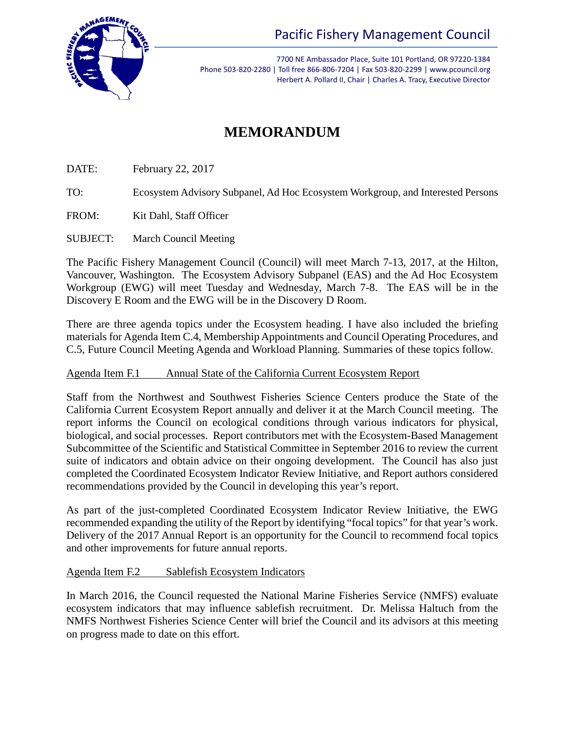Pacific Fishery Management Council

7700 NE Ambassador Place, Suite 101 Portland, OR 97220-1384
Phone 503-820-2280 | Toll free 866-806-7204 | Fax 503-820-2299 | www.pcouncil.org
Herbert A. Pollard II, Chair | Charles A. Tracy, Executive Director

# MEMORANDUM

DATE: February 22, 2017

TO: Ecosystem Advisory Subpanel, Ad Hoc Ecosystem Workgroup, and Interested Persons

FROM: Kit Dahl, Staff Officer

SUBJECT: March Council Meeting

The Pacific Fishery Management Council (Council) will meet March 7-13, 2017, at the Hilton, Vancouver, Washington. The Ecosystem Advisory Subpanel (EAS) and the Ad Hoc Ecosystem Workgroup (EWG) will meet Tuesday and Wednesday, March 7-8. The EAS will be in the Discovery E Room and the EWG will be in the Discovery D Room.

There are three agenda topics under the Ecosystem heading. I have also included the briefing materials for Agenda Item C.4, Membership Appointments and Council Operating Procedures, and C.5, Future Council Meeting Agenda and Workload Planning. Summaries of these topics follow.

## Agenda Item F.1 Annual State of the California Current Ecosystem Report

Staff from the Northwest and Southwest Fisheries Science Centers produce the State of the California Current Ecosystem Report annually and deliver it at the March Council meeting. The report informs the Council on ecological conditions through various indicators for physical, biological, and social processes. Report contributors met with the Ecosystem-Based Management Subcommittee of the Scientific and Statistical Committee in September 2016 to review the current suite of indicators and obtain advice on their ongoing development. The Council has also just completed the Coordinated Ecosystem Indicator Review Initiative, and Report authors considered recommendations provided by the Council in developing this year's report.

As part of the just-completed Coordinated Ecosystem Indicator Review Initiative, the EWG recommended expanding the utility of the Report by identifying "focal topics" for that year's work. Delivery of the 2017 Annual Report is an opportunity for the Council to recommend focal topics and other improvements for future annual reports.

## Agenda Item F.2 Sablefish Ecosystem Indicators

In March 2016, the Council requested the National Marine Fisheries Service (NMFS) evaluate ecosystem indicators that may influence sablefish recruitment. Dr. Melissa Haltuch from the NMFS Northwest Fisheries Science Center will brief the Council and its advisors at this meeting on progress made to date on this effort.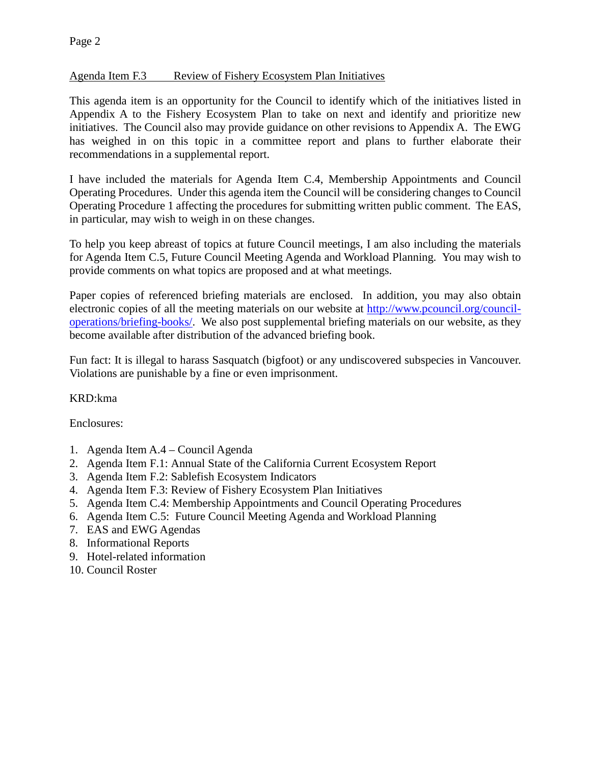Agenda Item F.3 Review of Fishery Ecosystem Plan Initiatives

This agenda item is an opportunity for the Council to identify which of the initiatives listed in Appendix A to the Fishery Ecosystem Plan to take on next and identify and prioritize new initiatives. The Council also may provide guidance on other revisions to Appendix A. The EWG has weighed in on this topic in a committee report and plans to further elaborate their recommendations in a supplemental report.

I have included the materials for Agenda Item C.4, Membership Appointments and Council Operating Procedures. Under this agenda item the Council will be considering changes to Council Operating Procedure 1 affecting the procedures for submitting written public comment. The EAS, in particular, may wish to weigh in on these changes.

To help you keep abreast of topics at future Council meetings, I am also including the materials for Agenda Item C.5, Future Council Meeting Agenda and Workload Planning. You may wish to provide comments on what topics are proposed and at what meetings.

Paper copies of referenced briefing materials are enclosed. In addition, you may also obtain electronic copies of all the meeting materials on our website at [http://www.pcouncil.org/council-operations/briefing-books/](http://www.pcouncil.org/council-operations/briefing-books/). We also post supplemental briefing materials on our website, as they become available after distribution of the advanced briefing book.

Fun fact: It is illegal to harass Sasquatch (bigfoot) or any undiscovered subspecies in Vancouver. Violations are punishable by a fine or even imprisonment.

KRD:kma

Enclosures:

1. Agenda Item A.4 – Council Agenda
2. Agenda Item F.1: Annual State of the California Current Ecosystem Report
3. Agenda Item F.2: Sablefish Ecosystem Indicators
4. Agenda Item F.3: Review of Fishery Ecosystem Plan Initiatives
5. Agenda Item C.4: Membership Appointments and Council Operating Procedures
6. Agenda Item C.5: Future Council Meeting Agenda and Workload Planning
7. EAS and EWG Agendas
8. Informational Reports
9. Hotel-related information
10. Council Roster